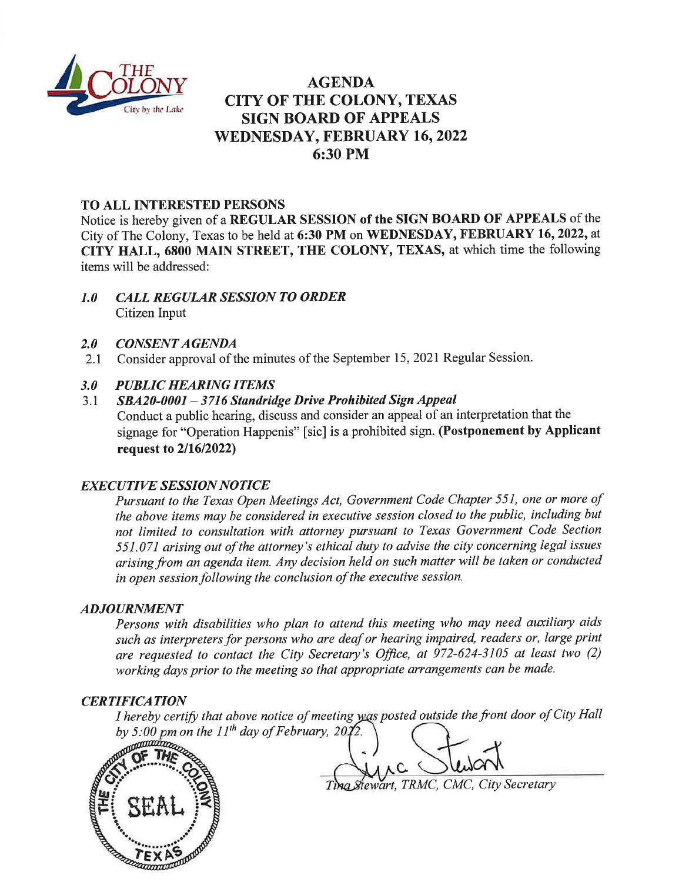# AGENDA
# CITY OF THE COLONY, TEXAS
# SIGN BOARD OF APPEALS
# WEDNESDAY, FEBRUARY 16, 2022
# 6:30 PM

**TO ALL INTERESTED PERSONS**

Notice is hereby given of a **REGULAR SESSION of the SIGN BOARD OF APPEALS** of the City of The Colony, Texas to be held at **6:30 PM** on **WEDNESDAY, FEBRUARY 16, 2022,** at **CITY HALL, 6800 MAIN STREET, THE COLONY, TEXAS,** at which time the following items will be addressed:

***1.0 CALL REGULAR SESSION TO ORDER***

Citizen Input

***2.0 CONSENT AGENDA***

2.1 Consider approval of the minutes of the September 15, 2021 Regular Session.

***3.0 PUBLIC HEARING ITEMS***

3.1 ***SBA20-0001 – 3716 Standridge Drive Prohibited Sign Appeal***

Conduct a public hearing, discuss and consider an appeal of an interpretation that the signage for "Operation Happenis" [sic] is a prohibited sign. **(Postponement by Applicant request to 2/16/2022)**

***EXECUTIVE SESSION NOTICE***

*Pursuant to the Texas Open Meetings Act, Government Code Chapter 551, one or more of the above items may be considered in executive session closed to the public, including but not limited to consultation with attorney pursuant to Texas Government Code Section 551.071 arising out of the attorney's ethical duty to advise the city concerning legal issues arising from an agenda item. Any decision held on such matter will be taken or conducted in open session following the conclusion of the executive session.*

***ADJOURNMENT***

*Persons with disabilities who plan to attend this meeting who may need auxiliary aids such as interpreters for persons who are deaf or hearing impaired, readers or, large print are requested to contact the City Secretary's Office, at 972-624-3105 at least two (2) working days prior to the meeting so that appropriate arrangements can be made.*

***CERTIFICATION***

*I hereby certify that above notice of meeting was posted outside the front door of City Hall by 5:00 pm on the 11th day of February, 2022.*

*Tina Stewart, TRMC, CMC, City Secretary*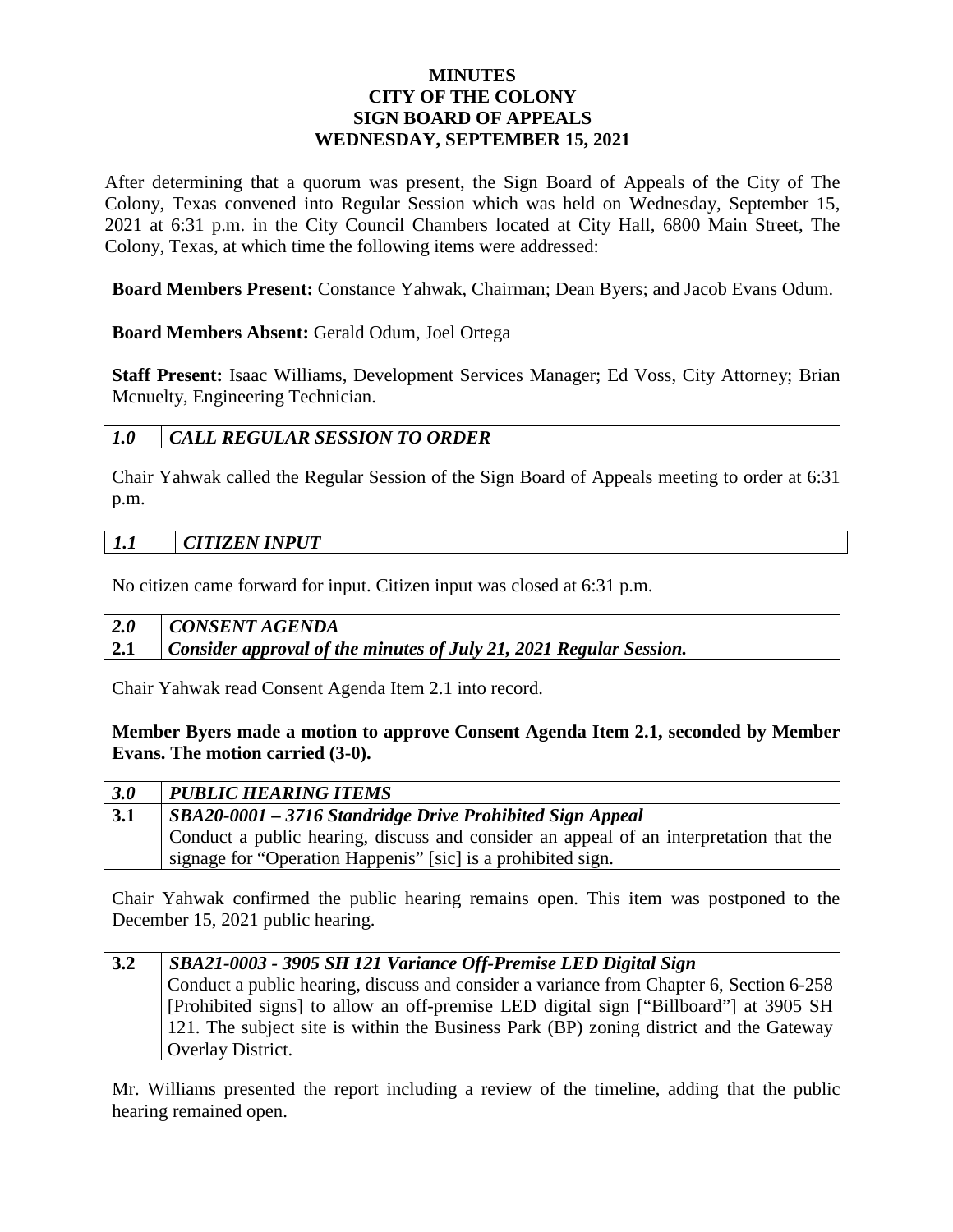# MINUTES
# CITY OF THE COLONY
# SIGN BOARD OF APPEALS
# WEDNESDAY, SEPTEMBER 15, 2021

After determining that a quorum was present, the Sign Board of Appeals of the City of The Colony, Texas convened into Regular Session which was held on Wednesday, September 15, 2021 at 6:31 p.m. in the City Council Chambers located at City Hall, 6800 Main Street, The Colony, Texas, at which time the following items were addressed:

**Board Members Present:** Constance Yahwak, Chairman; Dean Byers; and Jacob Evans Odum.

**Board Members Absent:** Gerald Odum, Joel Ortega

**Staff Present:** Isaac Williams, Development Services Manager; Ed Voss, City Attorney; Brian Mcnuelty, Engineering Technician.

| | |
|---|---|
| *1.0* | *CALL REGULAR SESSION TO ORDER* |

Chair Yahwak called the Regular Session of the Sign Board of Appeals meeting to order at 6:31 p.m.

| | |
|---|---|
| *1.1* | *CITIZEN INPUT* |

No citizen came forward for input. Citizen input was closed at 6:31 p.m.

| | |
|---|---|
| *2.0* | *CONSENT AGENDA* |
| **2.1** | ***Consider approval of the minutes of July 21, 2021 Regular Session.*** |

Chair Yahwak read Consent Agenda Item 2.1 into record.

**Member Byers made a motion to approve Consent Agenda Item 2.1, seconded by Member Evans. The motion carried (3-0).**

| | |
|---|---|
| *3.0* | *PUBLIC HEARING ITEMS* |
| **3.1** | ***SBA20-0001 – 3716 Standridge Drive Prohibited Sign Appeal*** Conduct a public hearing, discuss and consider an appeal of an interpretation that the signage for "Operation Happenis" [sic] is a prohibited sign. |

Chair Yahwak confirmed the public hearing remains open. This item was postponed to the December 15, 2021 public hearing.

| | |
|---|---|
| **3.2** | ***SBA21-0003 - 3905 SH 121 Variance Off-Premise LED Digital Sign*** Conduct a public hearing, discuss and consider a variance from Chapter 6, Section 6-258 [Prohibited signs] to allow an off-premise LED digital sign ["Billboard"] at 3905 SH 121. The subject site is within the Business Park (BP) zoning district and the Gateway Overlay District. |

Mr. Williams presented the report including a review of the timeline, adding that the public hearing remained open.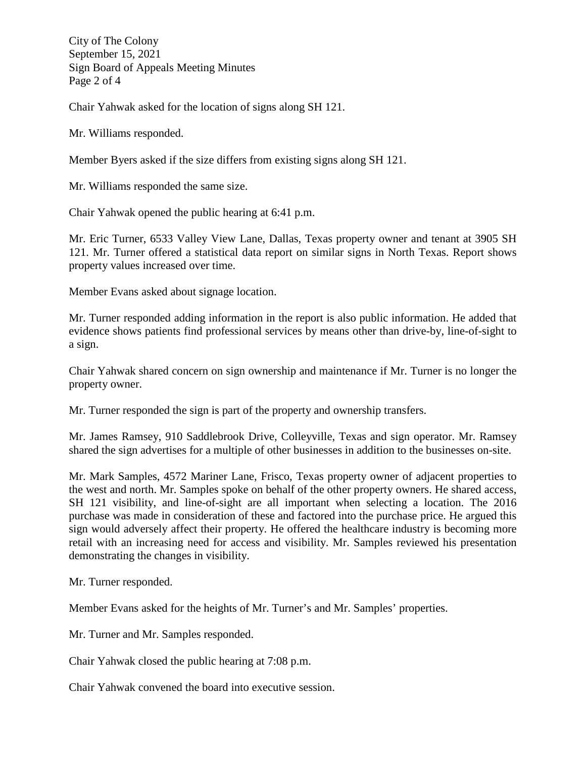Chair Yahwak asked for the location of signs along SH 121.

Mr. Williams responded.

Member Byers asked if the size differs from existing signs along SH 121.

Mr. Williams responded the same size.

Chair Yahwak opened the public hearing at 6:41 p.m.

Mr. Eric Turner, 6533 Valley View Lane, Dallas, Texas property owner and tenant at 3905 SH 121. Mr. Turner offered a statistical data report on similar signs in North Texas. Report shows property values increased over time.

Member Evans asked about signage location.

Mr. Turner responded adding information in the report is also public information. He added that evidence shows patients find professional services by means other than drive-by, line-of-sight to a sign.

Chair Yahwak shared concern on sign ownership and maintenance if Mr. Turner is no longer the property owner.

Mr. Turner responded the sign is part of the property and ownership transfers.

Mr. James Ramsey, 910 Saddlebrook Drive, Colleyville, Texas and sign operator. Mr. Ramsey shared the sign advertises for a multiple of other businesses in addition to the businesses on-site.

Mr. Mark Samples, 4572 Mariner Lane, Frisco, Texas property owner of adjacent properties to the west and north. Mr. Samples spoke on behalf of the other property owners. He shared access, SH 121 visibility, and line-of-sight are all important when selecting a location. The 2016 purchase was made in consideration of these and factored into the purchase price. He argued this sign would adversely affect their property. He offered the healthcare industry is becoming more retail with an increasing need for access and visibility. Mr. Samples reviewed his presentation demonstrating the changes in visibility.

Mr. Turner responded.

Member Evans asked for the heights of Mr. Turner's and Mr. Samples' properties.

Mr. Turner and Mr. Samples responded.

Chair Yahwak closed the public hearing at 7:08 p.m.

Chair Yahwak convened the board into executive session.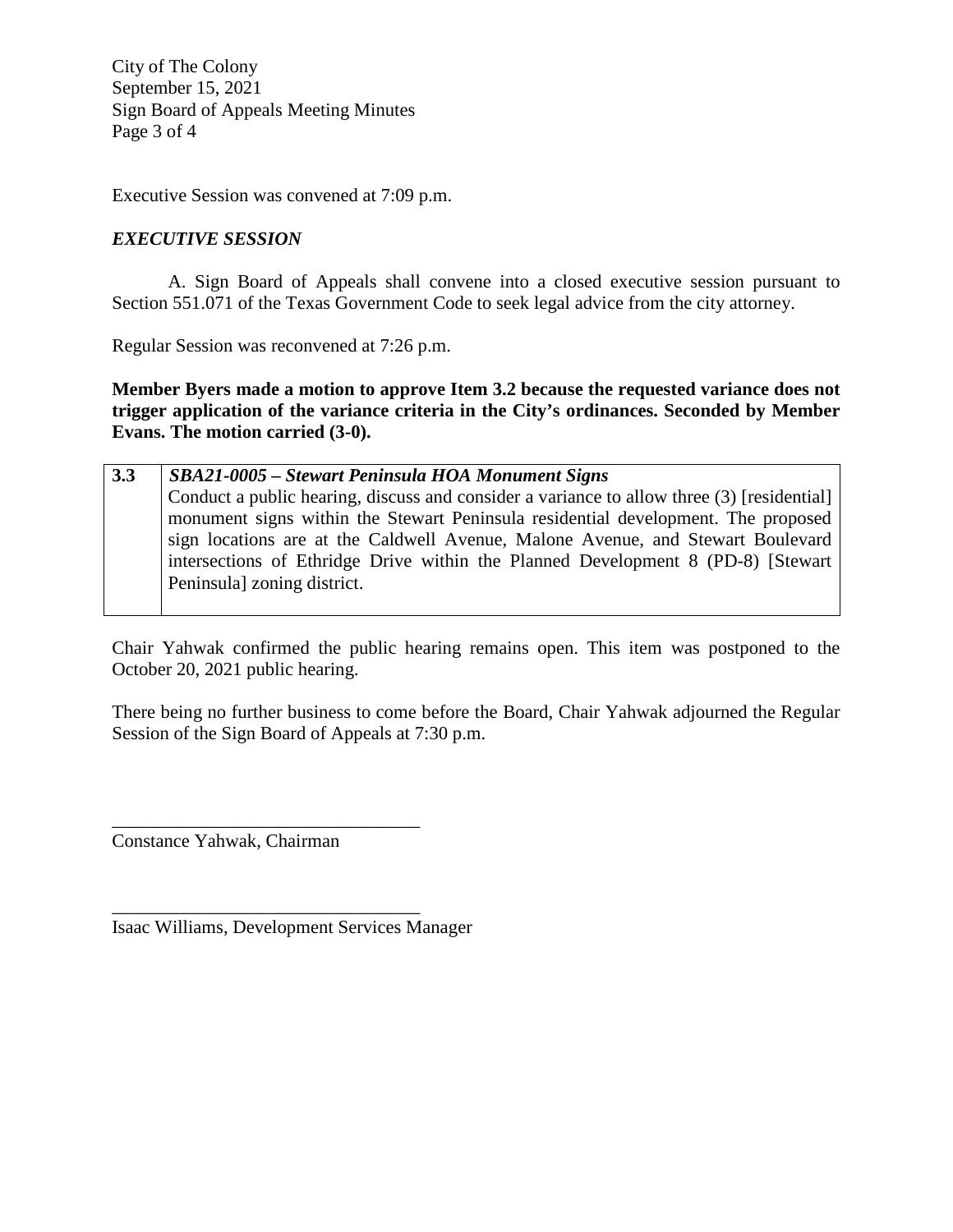Executive Session was convened at 7:09 p.m.

***EXECUTIVE SESSION***

A. Sign Board of Appeals shall convene into a closed executive session pursuant to Section 551.071 of the Texas Government Code to seek legal advice from the city attorney.

Regular Session was reconvened at 7:26 p.m.

**Member Byers made a motion to approve Item 3.2 because the requested variance does not trigger application of the variance criteria in the City's ordinances. Seconded by Member Evans. The motion carried (3-0).**

| | |
|---|---|
| **3.3** | ***SBA21-0005 – Stewart Peninsula HOA Monument Signs*** Conduct a public hearing, discuss and consider a variance to allow three (3) [residential] monument signs within the Stewart Peninsula residential development. The proposed sign locations are at the Caldwell Avenue, Malone Avenue, and Stewart Boulevard intersections of Ethridge Drive within the Planned Development 8 (PD-8) [Stewart Peninsula] zoning district. |

Chair Yahwak confirmed the public hearing remains open. This item was postponed to the October 20, 2021 public hearing.

There being no further business to come before the Board, Chair Yahwak adjourned the Regular Session of the Sign Board of Appeals at 7:30 p.m.

_________________________________
Constance Yahwak, Chairman

_________________________________
Isaac Williams, Development Services Manager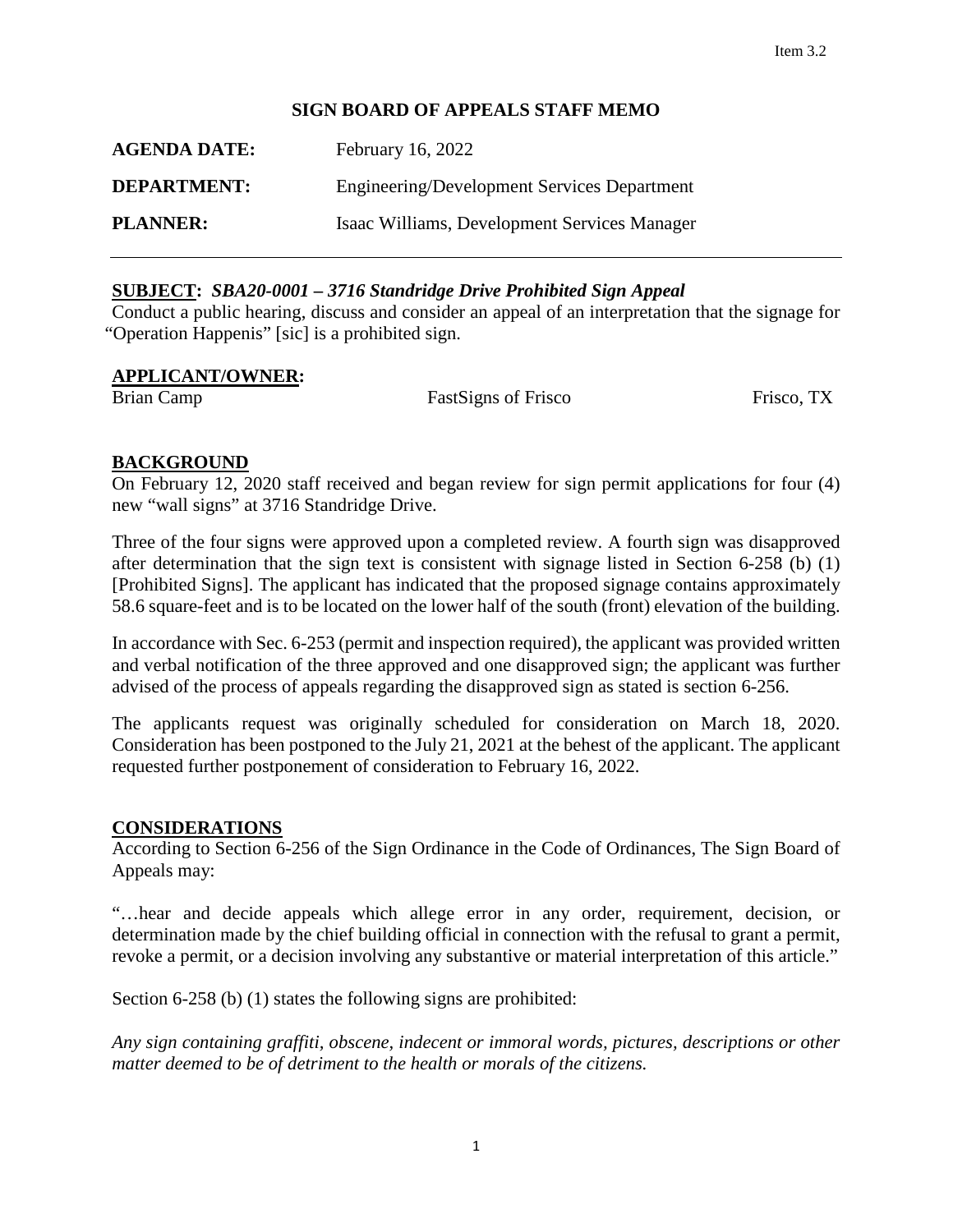Item 3.2

**SIGN BOARD OF APPEALS STAFF MEMO**

| | |
|---|---|
| **AGENDA DATE:** | February 16, 2022 |
| **DEPARTMENT:** | Engineering/Development Services Department |
| **PLANNER:** | Isaac Williams, Development Services Manager |

**SUBJECT:** ***SBA20-0001 – 3716 Standridge Drive Prohibited Sign Appeal***
Conduct a public hearing, discuss and consider an appeal of an interpretation that the signage for "Operation Happenis" [sic] is a prohibited sign.

**APPLICANT/OWNER:**
Brian Camp FastSigns of Frisco Frisco, TX

**BACKGROUND**
On February 12, 2020 staff received and began review for sign permit applications for four (4) new "wall signs" at 3716 Standridge Drive.

Three of the four signs were approved upon a completed review. A fourth sign was disapproved after determination that the sign text is consistent with signage listed in Section 6-258 (b) (1) [Prohibited Signs]. The applicant has indicated that the proposed signage contains approximately 58.6 square-feet and is to be located on the lower half of the south (front) elevation of the building.

In accordance with Sec. 6-253 (permit and inspection required), the applicant was provided written and verbal notification of the three approved and one disapproved sign; the applicant was further advised of the process of appeals regarding the disapproved sign as stated is section 6-256.

The applicants request was originally scheduled for consideration on March 18, 2020. Consideration has been postponed to the July 21, 2021 at the behest of the applicant. The applicant requested further postponement of consideration to February 16, 2022.

**CONSIDERATIONS**
According to Section 6-256 of the Sign Ordinance in the Code of Ordinances, The Sign Board of Appeals may:

"…hear and decide appeals which allege error in any order, requirement, decision, or determination made by the chief building official in connection with the refusal to grant a permit, revoke a permit, or a decision involving any substantive or material interpretation of this article."

Section 6-258 (b) (1) states the following signs are prohibited:

*Any sign containing graffiti, obscene, indecent or immoral words, pictures, descriptions or other matter deemed to be of detriment to the health or morals of the citizens.*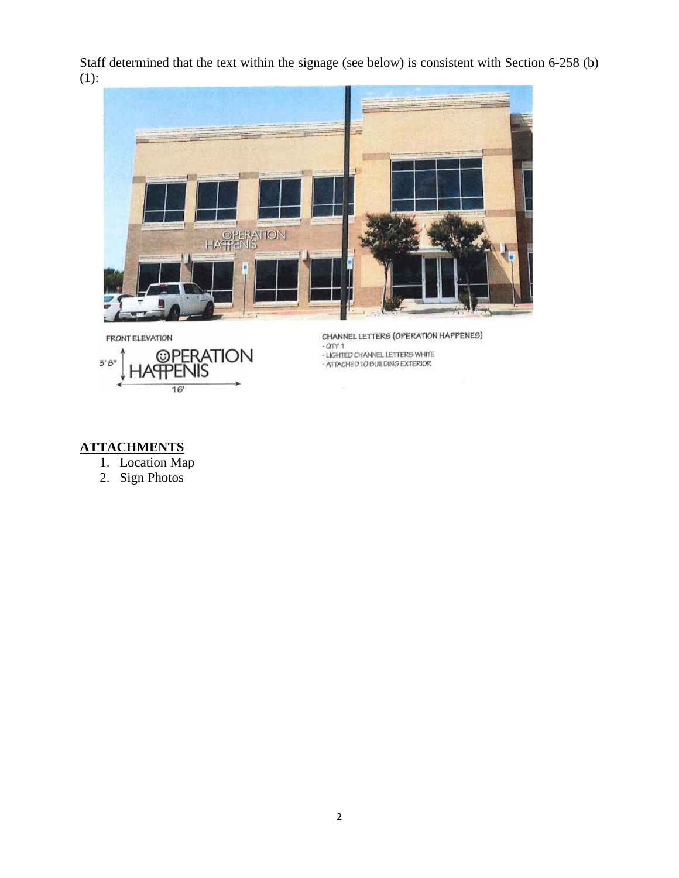Staff determined that the text within the signage (see below) is consistent with Section 6-258 (b) (1):

FRONT ELEVATION

3' 8"

16'

CHANNEL LETTERS (OPERATION HAPPENES)
- QTY 1
- LIGHTED CHANNEL LETTERS WHITE
- ATTACHED TO BUILDING EXTERIOR

## ATTACHMENTS

1. Location Map
2. Sign Photos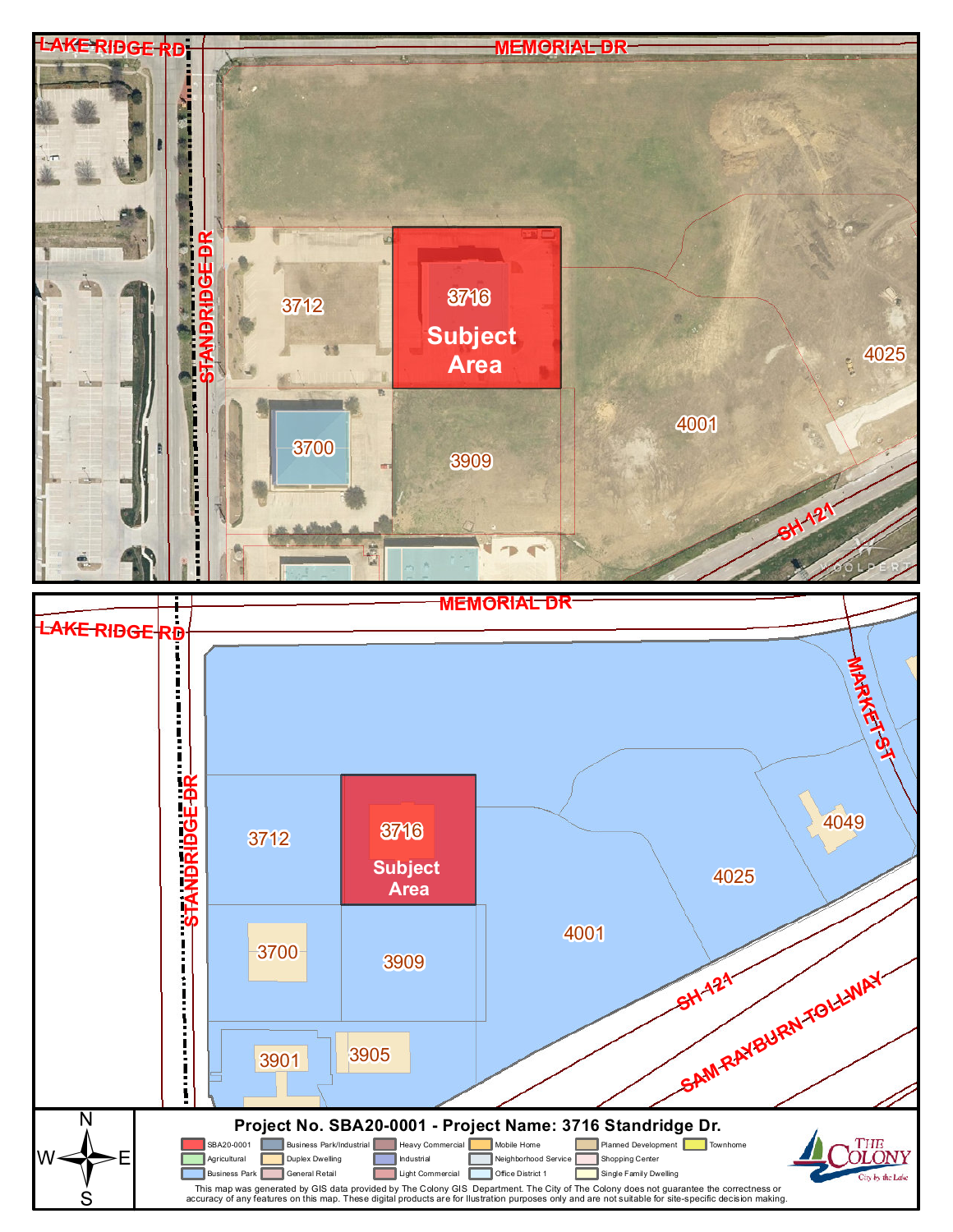LAKE RIDGE RD

MEMORIAL DR

STANDRIDGE DR

3712

3716

Subject Area

4025

4001

3700

3909

SH 121

LAKE RIDGE RD

MEMORIAL DR

MARKET ST

STANDRIDGE DR

3712

3716

Subject Area

4049

4025

4001

3700

3909

SH 121

SAM RAYBURN TOLLWAY

3901

3905

**Project No. SBA20-0001 - Project Name: 3716 Standridge Dr.**

| | | | | | |
|---|---|---|---|---|---|
| SBA20-0001 | Business Park/Industrial | Heavy Commercial | Mobile Home | Planned Development | Townhome |
| Agricultural | Duplex Dwelling | Industrial | Neighborhood Service | Shopping Center | |
| Business Park | General Retail | Light Commercial | Office District 1 | Single Family Dwelling | |

This map was generated by GIS data provided by The Colony GIS Department. The City of The Colony does not guarantee the correctness or accuracy of any features on this map. These digital products are for illustration purposes only and are not suitable for site-specific decision making.

THE COLONY
City by the Lake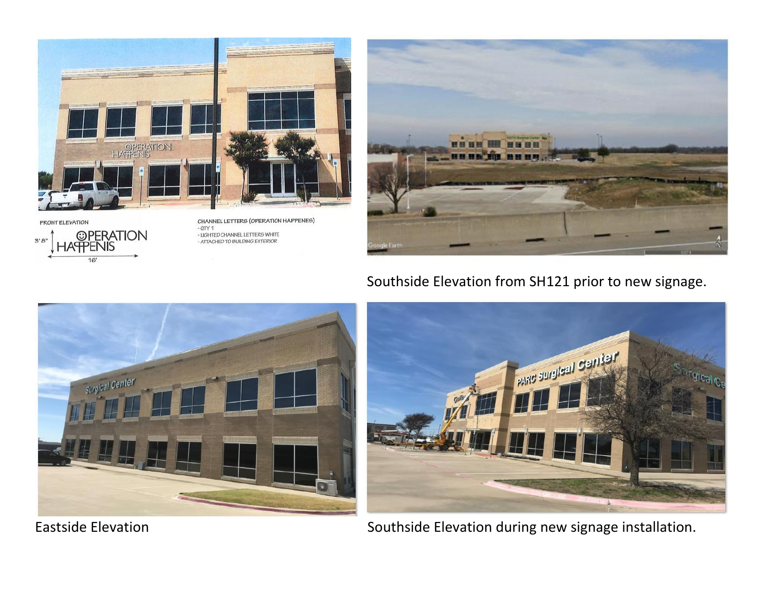FRONT ELEVATION

3' 8"

16'

CHANNEL LETTERS (OPERATION HAPPENES)
- QTY 1
- LIGHTED CHANNEL LETTERS WHITE
- ATTACHED TO BUILDING EXTERIOR

Southside Elevation from SH121 prior to new signage.

Eastside Elevation

Southside Elevation during new signage installation.